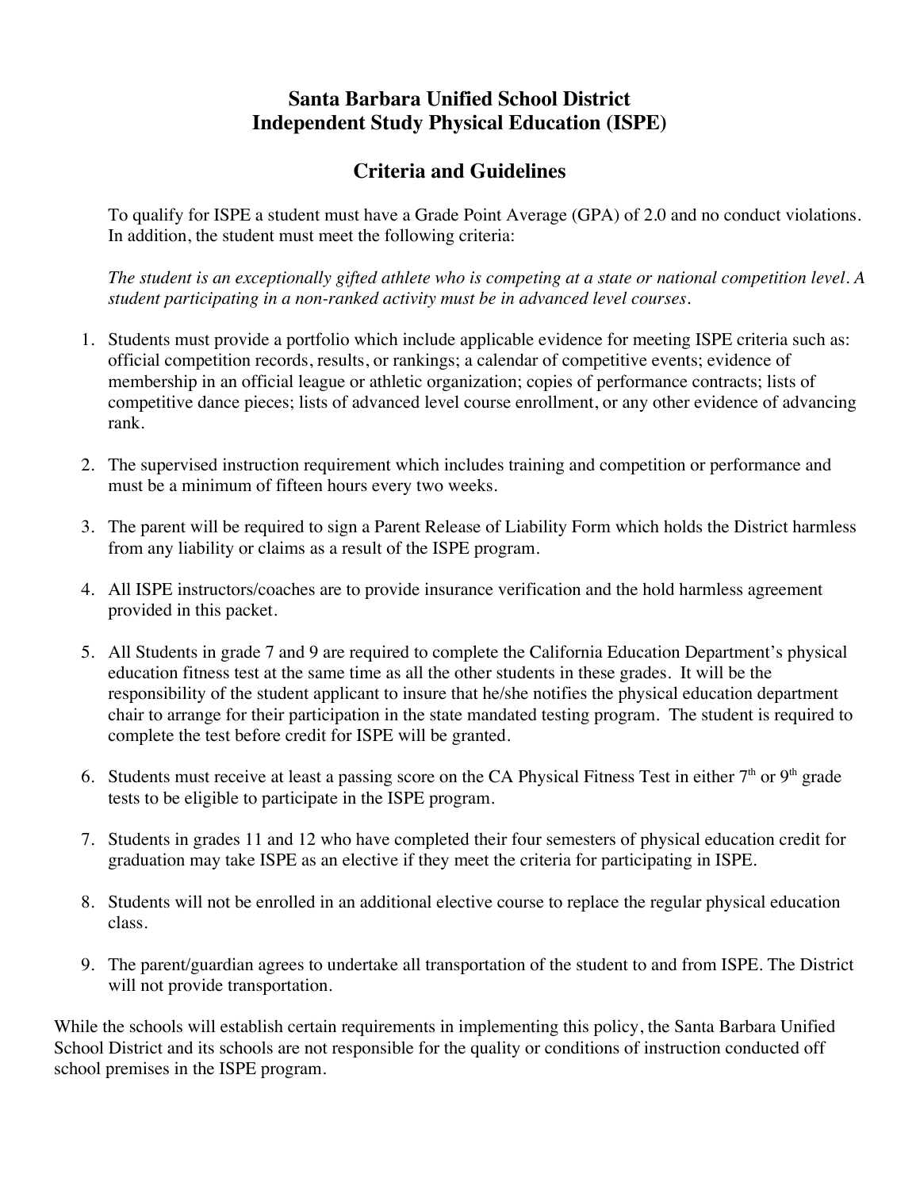# Santa Barbara Unified School District
# Independent Study Physical Education (ISPE)

## Criteria and Guidelines

To qualify for ISPE a student must have a Grade Point Average (GPA) of 2.0 and no conduct violations. In addition, the student must meet the following criteria:

*The student is an exceptionally gifted athlete who is competing at a state or national competition level. A student participating in a non-ranked activity must be in advanced level courses.*

1. Students must provide a portfolio which include applicable evidence for meeting ISPE criteria such as: official competition records, results, or rankings; a calendar of competitive events; evidence of membership in an official league or athletic organization; copies of performance contracts; lists of competitive dance pieces; lists of advanced level course enrollment, or any other evidence of advancing rank.

2. The supervised instruction requirement which includes training and competition or performance and must be a minimum of fifteen hours every two weeks.

3. The parent will be required to sign a Parent Release of Liability Form which holds the District harmless from any liability or claims as a result of the ISPE program.

4. All ISPE instructors/coaches are to provide insurance verification and the hold harmless agreement provided in this packet.

5. All Students in grade 7 and 9 are required to complete the California Education Department's physical education fitness test at the same time as all the other students in these grades. It will be the responsibility of the student applicant to insure that he/she notifies the physical education department chair to arrange for their participation in the state mandated testing program. The student is required to complete the test before credit for ISPE will be granted.

6. Students must receive at least a passing score on the CA Physical Fitness Test in either 7th or 9th grade tests to be eligible to participate in the ISPE program.

7. Students in grades 11 and 12 who have completed their four semesters of physical education credit for graduation may take ISPE as an elective if they meet the criteria for participating in ISPE.

8. Students will not be enrolled in an additional elective course to replace the regular physical education class.

9. The parent/guardian agrees to undertake all transportation of the student to and from ISPE. The District will not provide transportation.

While the schools will establish certain requirements in implementing this policy, the Santa Barbara Unified School District and its schools are not responsible for the quality or conditions of instruction conducted off school premises in the ISPE program.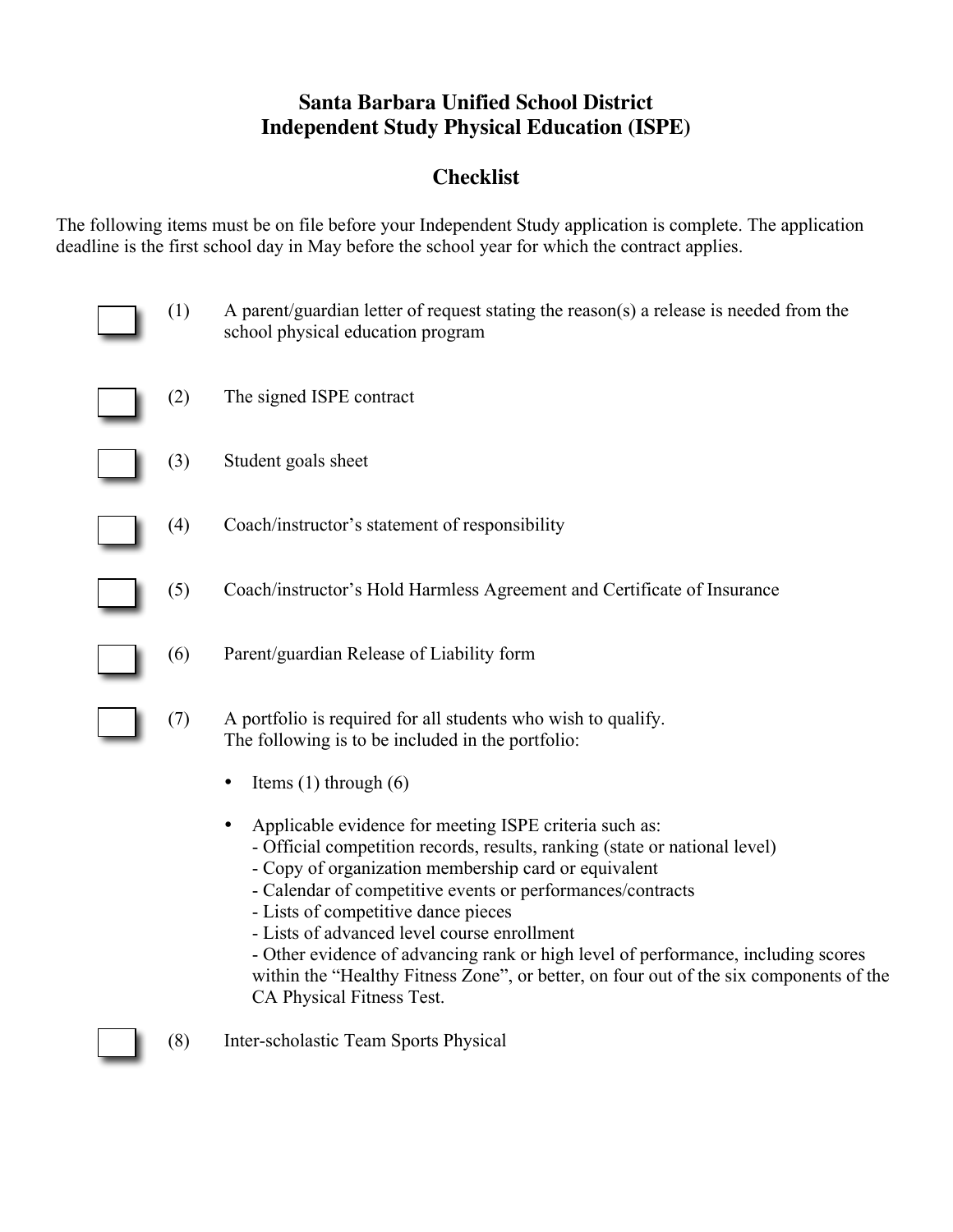# Santa Barbara Unified School District
# Independent Study Physical Education (ISPE)

## Checklist

The following items must be on file before your Independent Study application is complete. The application deadline is the first school day in May before the school year for which the contract applies.

- ☐ (1) A parent/guardian letter of request stating the reason(s) a release is needed from the school physical education program

- ☐ (2) The signed ISPE contract

- ☐ (3) Student goals sheet

- ☐ (4) Coach/instructor's statement of responsibility

- ☐ (5) Coach/instructor's Hold Harmless Agreement and Certificate of Insurance

- ☐ (6) Parent/guardian Release of Liability form

- ☐ (7) A portfolio is required for all students who wish to qualify.
  The following is to be included in the portfolio:

  - Items (1) through (6)

  - Applicable evidence for meeting ISPE criteria such as:
    - Official competition records, results, ranking (state or national level)
    - Copy of organization membership card or equivalent
    - Calendar of competitive events or performances/contracts
    - Lists of competitive dance pieces
    - Lists of advanced level course enrollment
    - Other evidence of advancing rank or high level of performance, including scores within the "Healthy Fitness Zone", or better, on four out of the six components of the CA Physical Fitness Test.

- ☐ (8) Inter-scholastic Team Sports Physical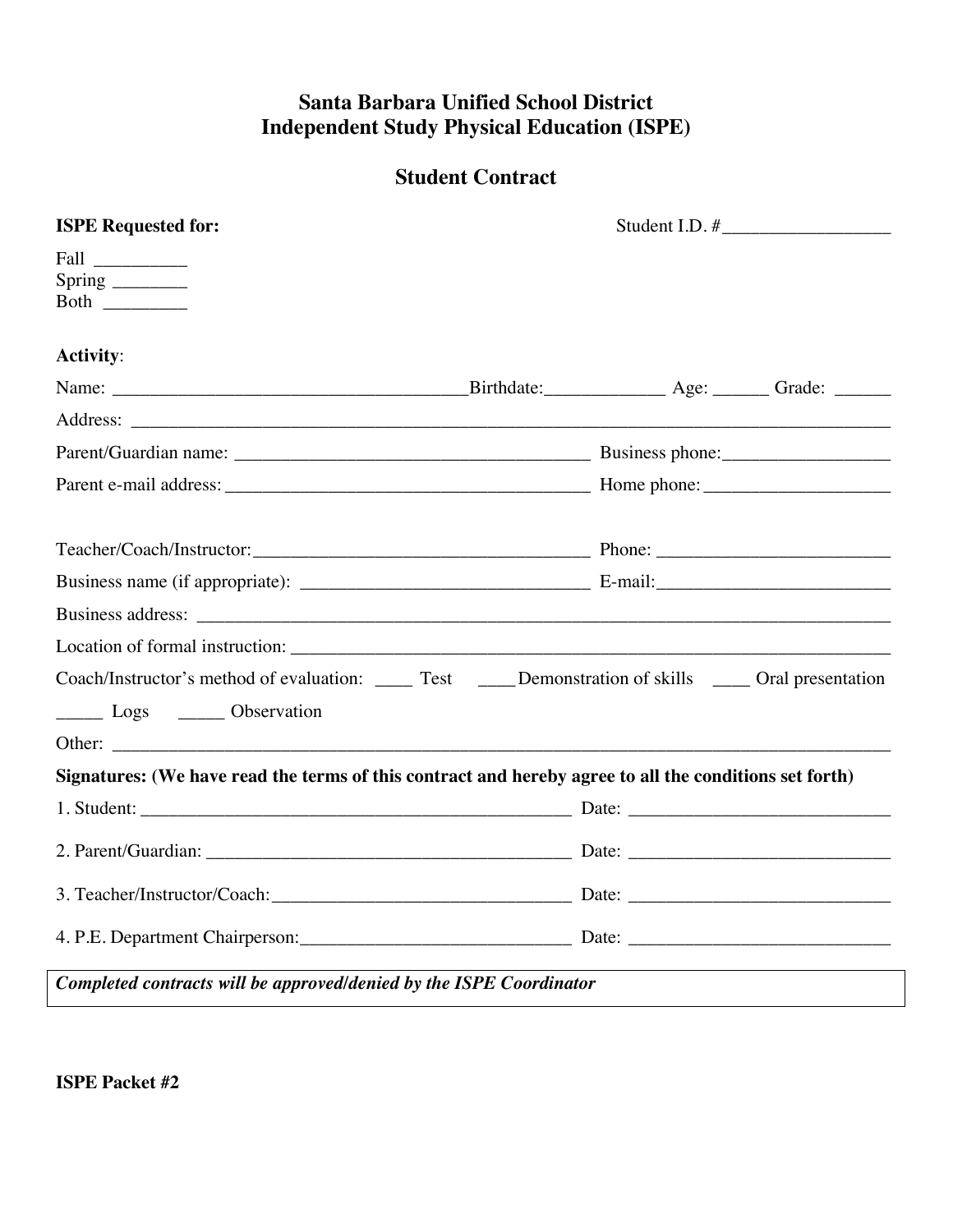# Santa Barbara Unified School District
# Independent Study Physical Education (ISPE)

## Student Contract

**ISPE Requested for:** Student I.D. #__________________

Fall __________
Spring ________
Both _________

**Activity**:

Name: ______________________________________Birthdate:_____________ Age: ______ Grade: ______

Address: ________________________________________________________________________________

Parent/Guardian name: ______________________________________ Business phone:__________________

Parent e-mail address: ______________________________________ Home phone:___________________

Teacher/Coach/Instructor:____________________________________ Phone: _________________________

Business name (if appropriate): _______________________________ E-mail:_________________________

Business address: __________________________________________________________________________

Location of formal instruction: ______________________________________________________________

Coach/Instructor's method of evaluation: ____ Test ____Demonstration of skills ____ Oral presentation

_____ Logs _____ Observation

Other: ______________________________________________________________________________________

**Signatures: (We have read the terms of this contract and hereby agree to all the conditions set forth)**

1. Student: _______________________________________________ Date: ____________________________

2. Parent/Guardian: ________________________________________ Date: ____________________________

3. Teacher/Instructor/Coach:_________________________________ Date: ____________________________

4. P.E. Department Chairperson:______________________________ Date: ____________________________

***Completed contracts will be approved/denied by the ISPE Coordinator***

**ISPE Packet #2**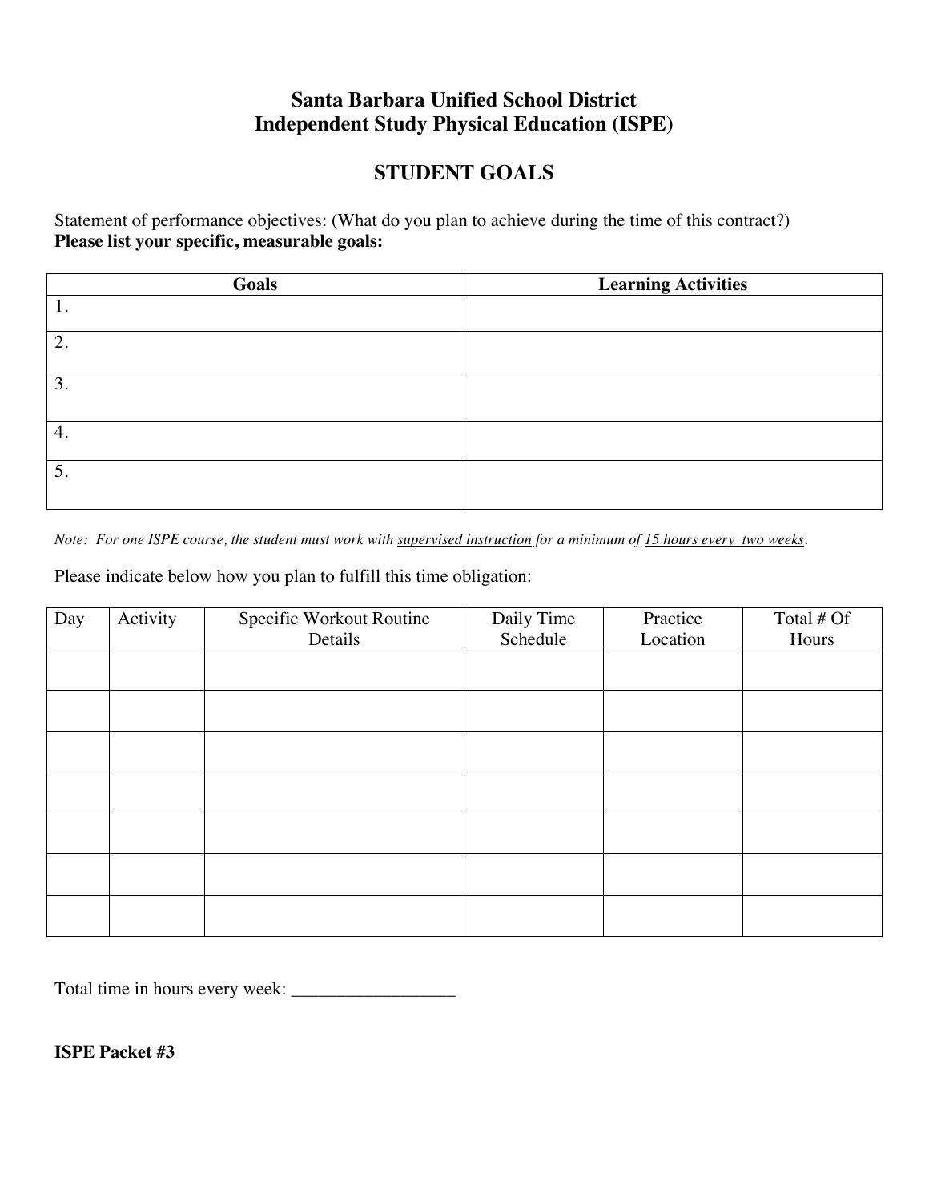# Santa Barbara Unified School District
# Independent Study Physical Education (ISPE)

## STUDENT GOALS

Statement of performance objectives: (What do you plan to achieve during the time of this contract?)
**Please list your specific, measurable goals:**

| Goals | Learning Activities |
|---|---|
| 1. | |
| 2. | |
| 3. | |
| 4. | |
| 5. | |

*Note: For one ISPE course, the student must work with supervised instruction for a minimum of 15 hours every two weeks.*

Please indicate below how you plan to fulfill this time obligation:

| Day | Activity | Specific Workout Routine Details | Daily Time Schedule | Practice Location | Total # Of Hours |
|---|---|---|---|---|---|
| | | | | | |
| | | | | | |
| | | | | | |
| | | | | | |
| | | | | | |
| | | | | | |
| | | | | | |

Total time in hours every week: __________________

**ISPE Packet #3**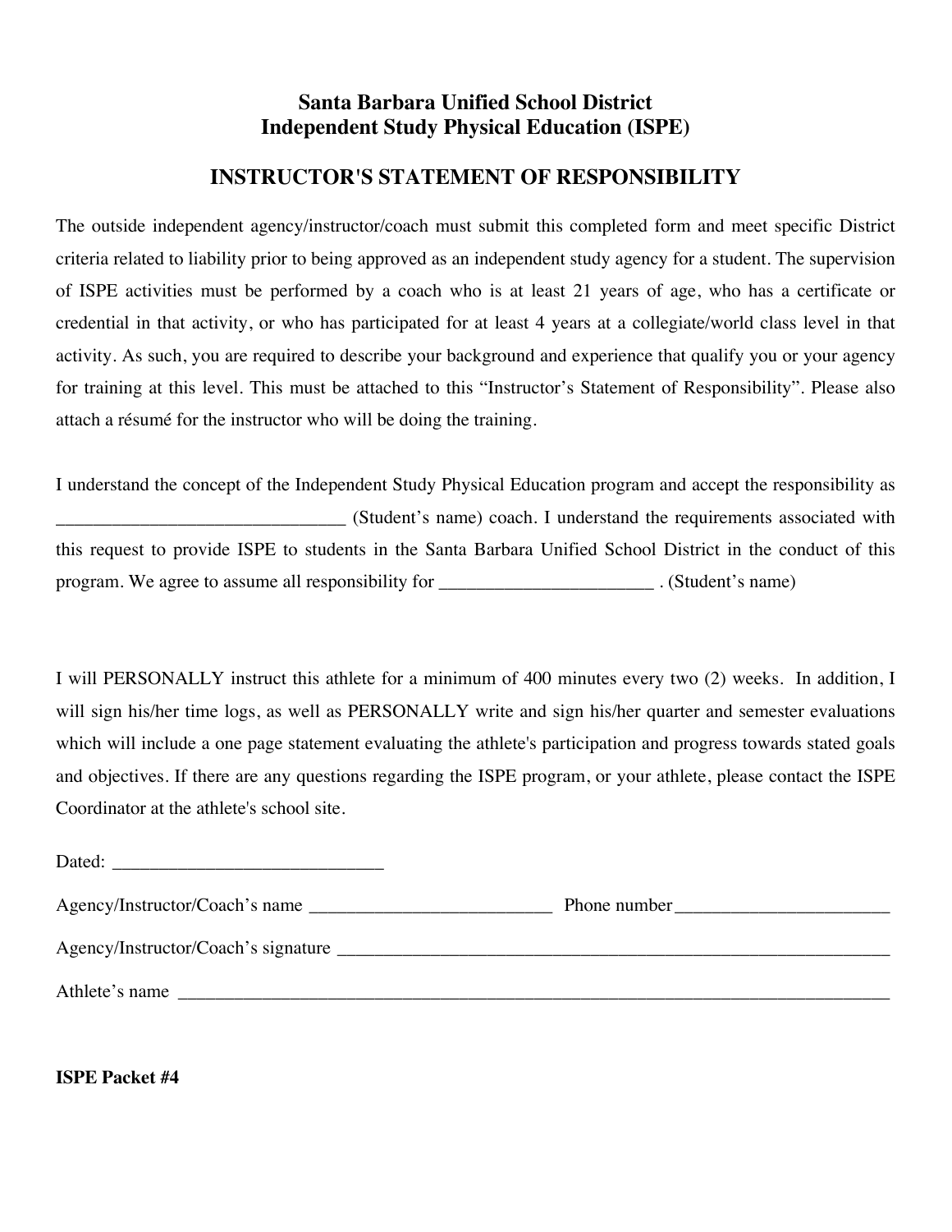## Santa Barbara Unified School District
## Independent Study Physical Education (ISPE)

## INSTRUCTOR'S STATEMENT OF RESPONSIBILITY

The outside independent agency/instructor/coach must submit this completed form and meet specific District criteria related to liability prior to being approved as an independent study agency for a student. The supervision of ISPE activities must be performed by a coach who is at least 21 years of age, who has a certificate or credential in that activity, or who has participated for at least 4 years at a collegiate/world class level in that activity. As such, you are required to describe your background and experience that qualify you or your agency for training at this level. This must be attached to this "Instructor's Statement of Responsibility". Please also attach a résumé for the instructor who will be doing the training.

I understand the concept of the Independent Study Physical Education program and accept the responsibility as _______________________________ (Student's name) coach. I understand the requirements associated with this request to provide ISPE to students in the Santa Barbara Unified School District in the conduct of this program. We agree to assume all responsibility for _______________________ . (Student's name)

I will PERSONALLY instruct this athlete for a minimum of 400 minutes every two (2) weeks. In addition, I will sign his/her time logs, as well as PERSONALLY write and sign his/her quarter and semester evaluations which will include a one page statement evaluating the athlete's participation and progress towards stated goals and objectives. If there are any questions regarding the ISPE program, or your athlete, please contact the ISPE Coordinator at the athlete's school site.

Dated: _____________________________

Agency/Instructor/Coach's name __________________________ Phone number_______________________

Agency/Instructor/Coach's signature ______________________________________________________________

Athlete's name ___________________________________________________________________________

**ISPE Packet #4**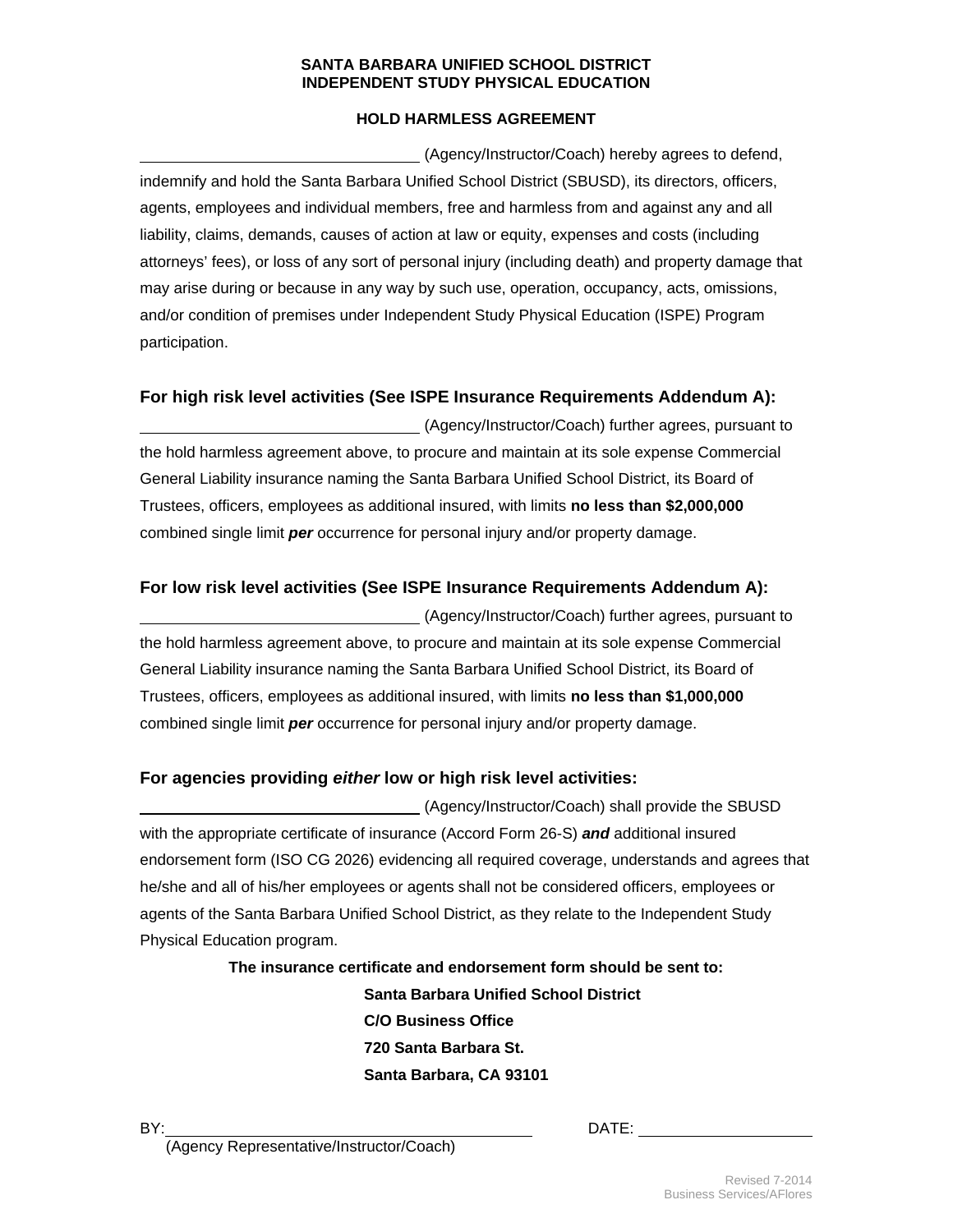**SANTA BARBARA UNIFIED SCHOOL DISTRICT**
**INDEPENDENT STUDY PHYSICAL EDUCATION**

**HOLD HARMLESS AGREEMENT**

________________________________ (Agency/Instructor/Coach) hereby agrees to defend, indemnify and hold the Santa Barbara Unified School District (SBUSD), its directors, officers, agents, employees and individual members, free and harmless from and against any and all liability, claims, demands, causes of action at law or equity, expenses and costs (including attorneys' fees), or loss of any sort of personal injury (including death) and property damage that may arise during or because in any way by such use, operation, occupancy, acts, omissions, and/or condition of premises under Independent Study Physical Education (ISPE) Program participation.

### For high risk level activities (See ISPE Insurance Requirements Addendum A):

________________________________ (Agency/Instructor/Coach) further agrees, pursuant to the hold harmless agreement above, to procure and maintain at its sole expense Commercial General Liability insurance naming the Santa Barbara Unified School District, its Board of Trustees, officers, employees as additional insured, with limits **no less than $2,000,000** combined single limit ***per*** occurrence for personal injury and/or property damage.

### For low risk level activities (See ISPE Insurance Requirements Addendum A):

________________________________ (Agency/Instructor/Coach) further agrees, pursuant to the hold harmless agreement above, to procure and maintain at its sole expense Commercial General Liability insurance naming the Santa Barbara Unified School District, its Board of Trustees, officers, employees as additional insured, with limits **no less than $1,000,000** combined single limit ***per*** occurrence for personal injury and/or property damage.

### For agencies providing *either* low or high risk level activities:

________________________________ (Agency/Instructor/Coach) shall provide the SBUSD with the appropriate certificate of insurance (Accord Form 26-S) ***and*** additional insured endorsement form (ISO CG 2026) evidencing all required coverage, understands and agrees that he/she and all of his/her employees or agents shall not be considered officers, employees or agents of the Santa Barbara Unified School District, as they relate to the Independent Study Physical Education program.

**The insurance certificate and endorsement form should be sent to:**

**Santa Barbara Unified School District**
**C/O Business Office**
**720 Santa Barbara St.**
**Santa Barbara, CA 93101**

BY: ________________________________________ DATE: ____________________
(Agency Representative/Instructor/Coach)

Revised 7-2014
Business Services/AFlores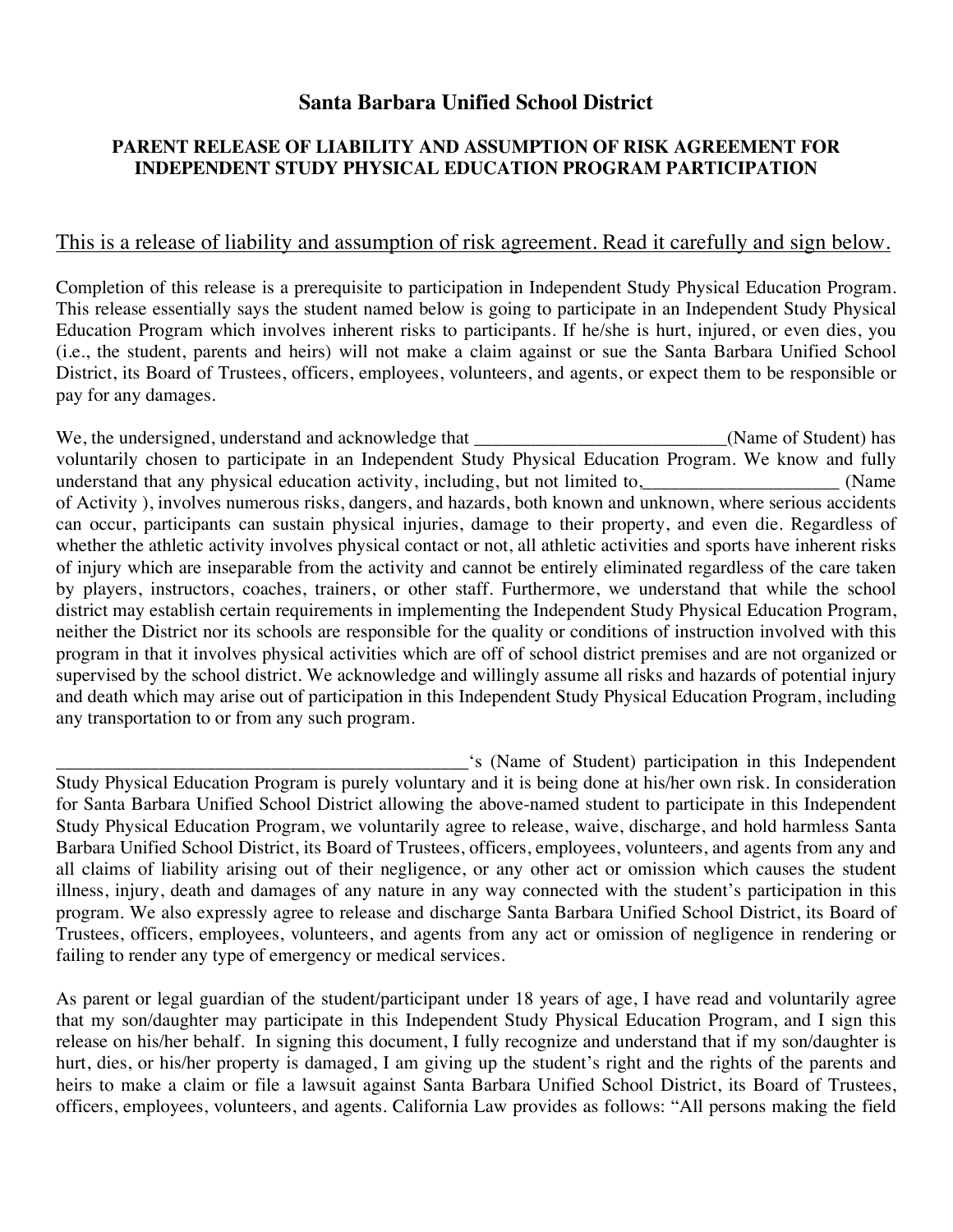## Santa Barbara Unified School District

### PARENT RELEASE OF LIABILITY AND ASSUMPTION OF RISK AGREEMENT FOR INDEPENDENT STUDY PHYSICAL EDUCATION PROGRAM PARTICIPATION

<u>This is a release of liability and assumption of risk agreement. Read it carefully and sign below.</u>

Completion of this release is a prerequisite to participation in Independent Study Physical Education Program. This release essentially says the student named below is going to participate in an Independent Study Physical Education Program which involves inherent risks to participants. If he/she is hurt, injured, or even dies, you (i.e., the student, parents and heirs) will not make a claim against or sue the Santa Barbara Unified School District, its Board of Trustees, officers, employees, volunteers, and agents, or expect them to be responsible or pay for any damages.

We, the undersigned, understand and acknowledge that ___________________________(Name of Student) has voluntarily chosen to participate in an Independent Study Physical Education Program. We know and fully understand that any physical education activity, including, but not limited to,_____________________ (Name of Activity ), involves numerous risks, dangers, and hazards, both known and unknown, where serious accidents can occur, participants can sustain physical injuries, damage to their property, and even die. Regardless of whether the athletic activity involves physical contact or not, all athletic activities and sports have inherent risks of injury which are inseparable from the activity and cannot be entirely eliminated regardless of the care taken by players, instructors, coaches, trainers, or other staff. Furthermore, we understand that while the school district may establish certain requirements in implementing the Independent Study Physical Education Program, neither the District nor its schools are responsible for the quality or conditions of instruction involved with this program in that it involves physical activities which are off of school district premises and are not organized or supervised by the school district. We acknowledge and willingly assume all risks and hazards of potential injury and death which may arise out of participation in this Independent Study Physical Education Program, including any transportation to or from any such program.

_____________________________________________'s (Name of Student) participation in this Independent Study Physical Education Program is purely voluntary and it is being done at his/her own risk. In consideration for Santa Barbara Unified School District allowing the above-named student to participate in this Independent Study Physical Education Program, we voluntarily agree to release, waive, discharge, and hold harmless Santa Barbara Unified School District, its Board of Trustees, officers, employees, volunteers, and agents from any and all claims of liability arising out of their negligence, or any other act or omission which causes the student illness, injury, death and damages of any nature in any way connected with the student's participation in this program. We also expressly agree to release and discharge Santa Barbara Unified School District, its Board of Trustees, officers, employees, volunteers, and agents from any act or omission of negligence in rendering or failing to render any type of emergency or medical services.

As parent or legal guardian of the student/participant under 18 years of age, I have read and voluntarily agree that my son/daughter may participate in this Independent Study Physical Education Program, and I sign this release on his/her behalf. In signing this document, I fully recognize and understand that if my son/daughter is hurt, dies, or his/her property is damaged, I am giving up the student's right and the rights of the parents and heirs to make a claim or file a lawsuit against Santa Barbara Unified School District, its Board of Trustees, officers, employees, volunteers, and agents. California Law provides as follows: "All persons making the field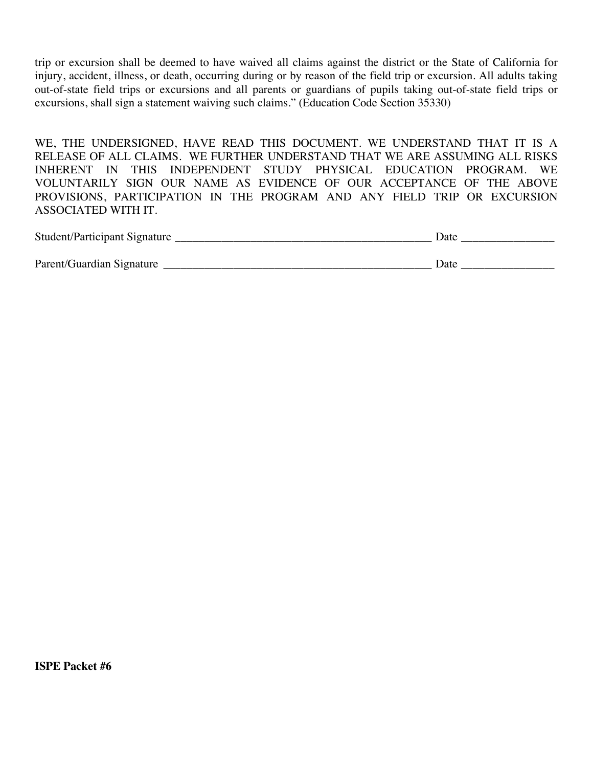trip or excursion shall be deemed to have waived all claims against the district or the State of California for injury, accident, illness, or death, occurring during or by reason of the field trip or excursion. All adults taking out-of-state field trips or excursions and all parents or guardians of pupils taking out-of-state field trips or excursions, shall sign a statement waiving such claims." (Education Code Section 35330)

WE, THE UNDERSIGNED, HAVE READ THIS DOCUMENT. WE UNDERSTAND THAT IT IS A RELEASE OF ALL CLAIMS. WE FURTHER UNDERSTAND THAT WE ARE ASSUMING ALL RISKS INHERENT IN THIS INDEPENDENT STUDY PHYSICAL EDUCATION PROGRAM. WE VOLUNTARILY SIGN OUR NAME AS EVIDENCE OF OUR ACCEPTANCE OF THE ABOVE PROVISIONS, PARTICIPATION IN THE PROGRAM AND ANY FIELD TRIP OR EXCURSION ASSOCIATED WITH IT.

Student/Participant Signature _____________________________________________ Date ________________

Parent/Guardian Signature _______________________________________________ Date ________________

**ISPE Packet #6**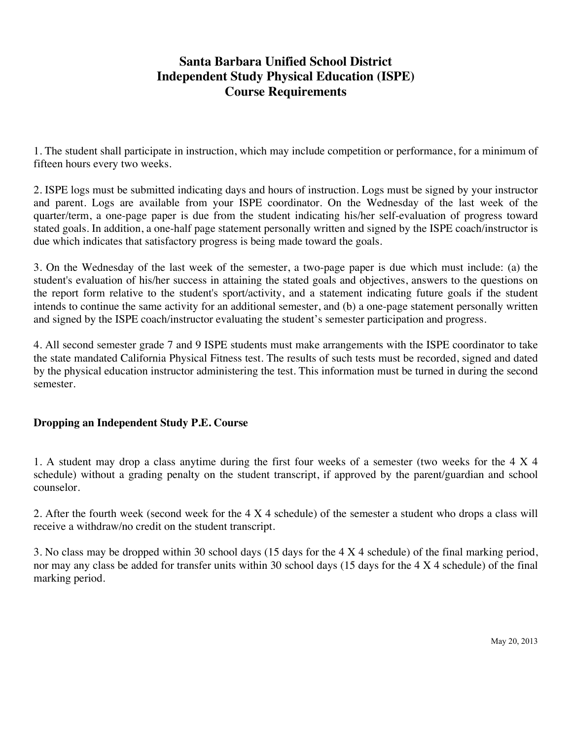# Santa Barbara Unified School District
# Independent Study Physical Education (ISPE)
# Course Requirements

1. The student shall participate in instruction, which may include competition or performance, for a minimum of fifteen hours every two weeks.

2. ISPE logs must be submitted indicating days and hours of instruction. Logs must be signed by your instructor and parent. Logs are available from your ISPE coordinator. On the Wednesday of the last week of the quarter/term, a one-page paper is due from the student indicating his/her self-evaluation of progress toward stated goals. In addition, a one-half page statement personally written and signed by the ISPE coach/instructor is due which indicates that satisfactory progress is being made toward the goals.

3. On the Wednesday of the last week of the semester, a two-page paper is due which must include: (a) the student's evaluation of his/her success in attaining the stated goals and objectives, answers to the questions on the report form relative to the student's sport/activity, and a statement indicating future goals if the student intends to continue the same activity for an additional semester, and (b) a one-page statement personally written and signed by the ISPE coach/instructor evaluating the student's semester participation and progress.

4. All second semester grade 7 and 9 ISPE students must make arrangements with the ISPE coordinator to take the state mandated California Physical Fitness test. The results of such tests must be recorded, signed and dated by the physical education instructor administering the test. This information must be turned in during the second semester.

## Dropping an Independent Study P.E. Course

1. A student may drop a class anytime during the first four weeks of a semester (two weeks for the 4 X 4 schedule) without a grading penalty on the student transcript, if approved by the parent/guardian and school counselor.

2. After the fourth week (second week for the 4 X 4 schedule) of the semester a student who drops a class will receive a withdraw/no credit on the student transcript.

3. No class may be dropped within 30 school days (15 days for the 4 X 4 schedule) of the final marking period, nor may any class be added for transfer units within 30 school days (15 days for the 4 X 4 schedule) of the final marking period.

May 20, 2013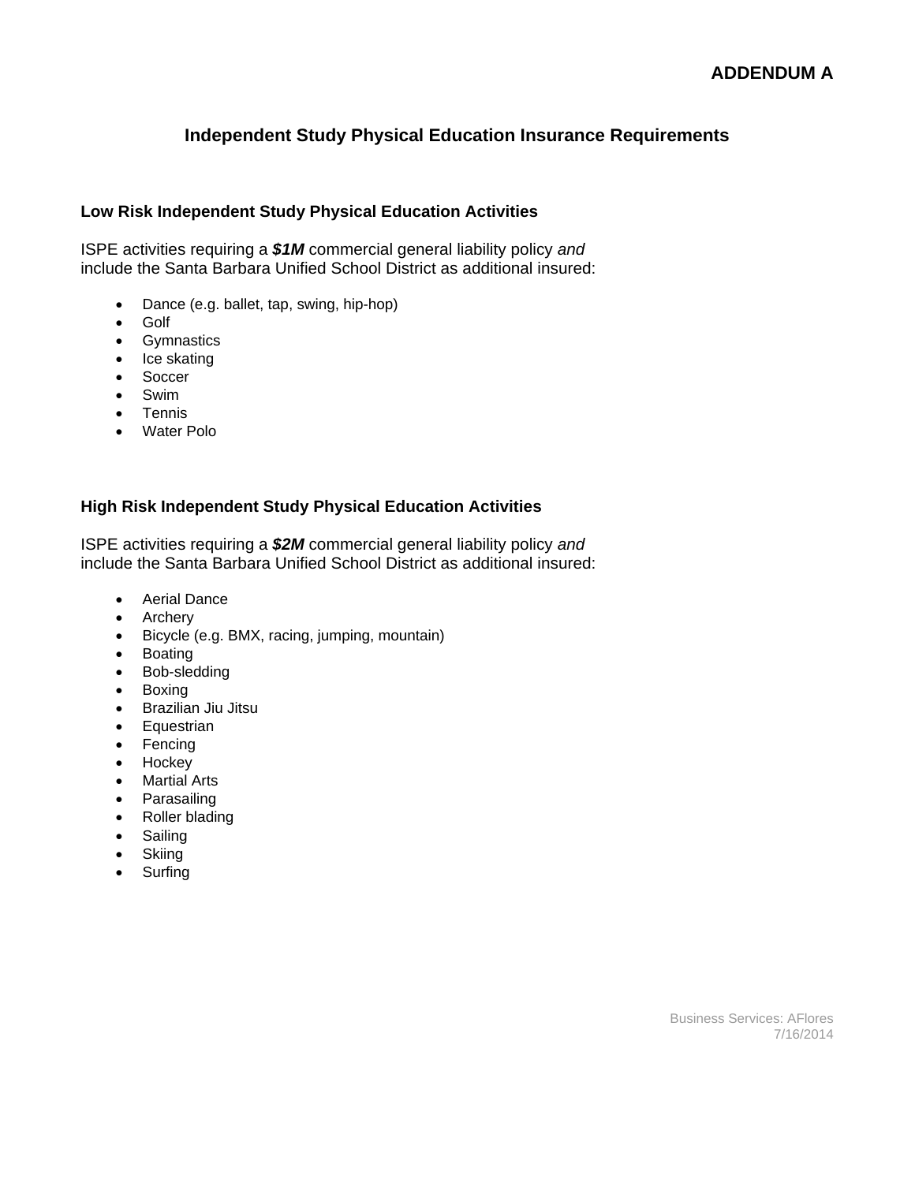**ADDENDUM A**

## Independent Study Physical Education Insurance Requirements

### Low Risk Independent Study Physical Education Activities

ISPE activities requiring a ***$1M*** commercial general liability policy *and* include the Santa Barbara Unified School District as additional insured:

- Dance (e.g. ballet, tap, swing, hip-hop)
- Golf
- Gymnastics
- Ice skating
- Soccer
- Swim
- Tennis
- Water Polo

### High Risk Independent Study Physical Education Activities

ISPE activities requiring a ***$2M*** commercial general liability policy *and* include the Santa Barbara Unified School District as additional insured:

- Aerial Dance
- Archery
- Bicycle (e.g. BMX, racing, jumping, mountain)
- Boating
- Bob-sledding
- Boxing
- Brazilian Jiu Jitsu
- Equestrian
- Fencing
- Hockey
- Martial Arts
- Parasailing
- Roller blading
- Sailing
- Skiing
- Surfing

Business Services: AFlores
7/16/2014